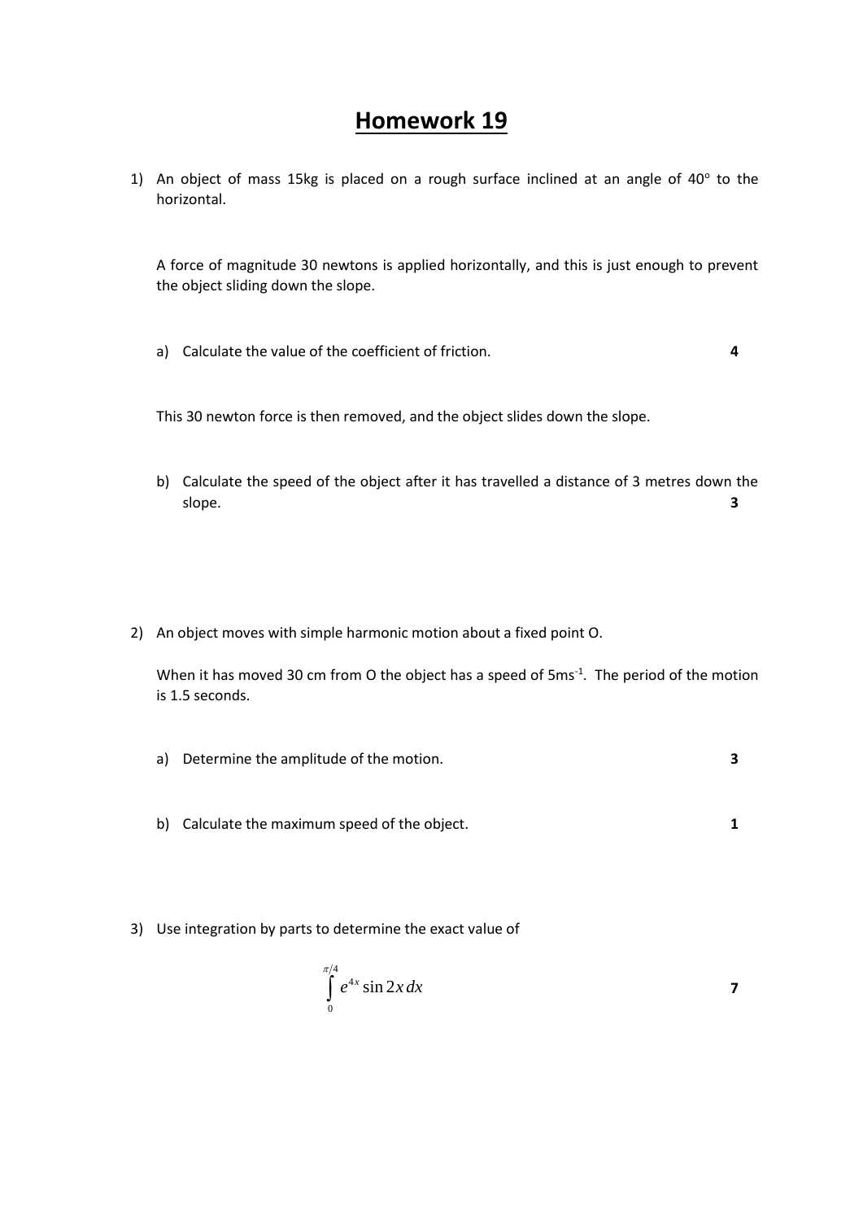# Homework 19

1) An object of mass 15kg is placed on a rough surface inclined at an angle of $40^o$ to the horizontal.

   A force of magnitude 30 newtons is applied horizontally, and this is just enough to prevent the object sliding down the slope.

   a) Calculate the value of the coefficient of friction. **4**

   This 30 newton force is then removed, and the object slides down the slope.

   b) Calculate the speed of the object after it has travelled a distance of 3 metres down the slope. **3**

2) An object moves with simple harmonic motion about a fixed point O.

   When it has moved 30 cm from O the object has a speed of $5ms^{-1}$. The period of the motion is 1.5 seconds.

   a) Determine the amplitude of the motion. **3**

   b) Calculate the maximum speed of the object. **1**

3) Use integration by parts to determine the exact value of

$$\int_0^{\pi/4} e^{4x} \sin 2x \, dx$$ **7**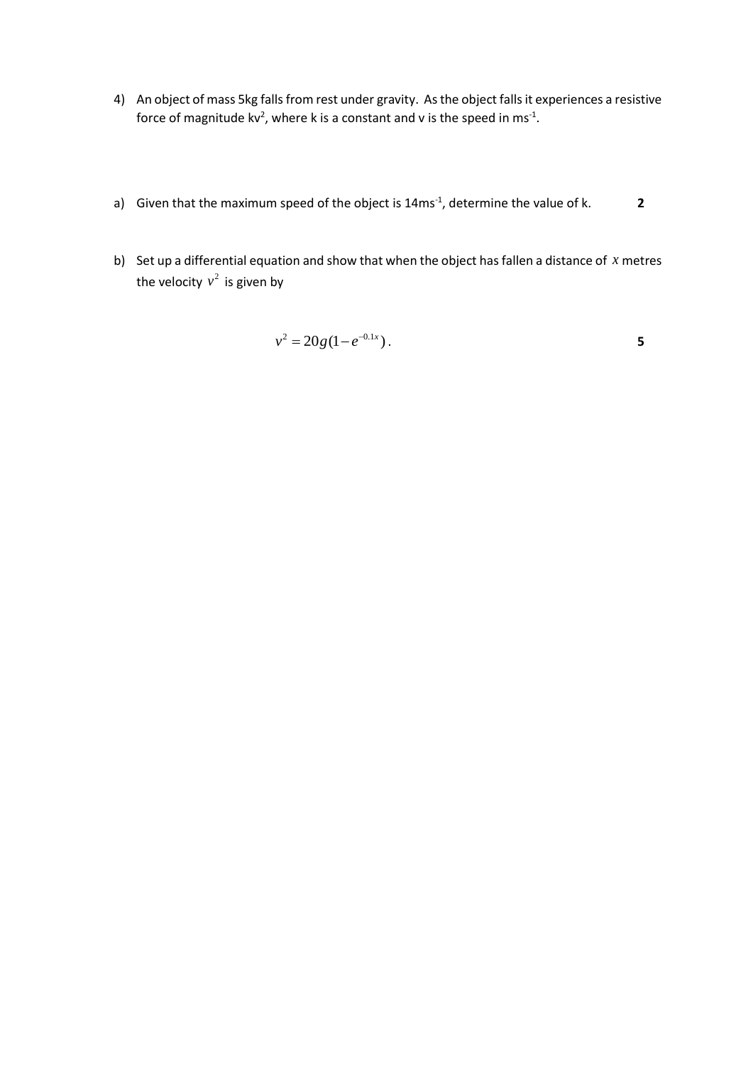4) An object of mass 5kg falls from rest under gravity. As the object falls it experiences a resistive force of magnitude $kv^2$, where k is a constant and v is the speed in $ms^{-1}$.

a) Given that the maximum speed of the object is $14ms^{-1}$, determine the value of k. **2**

b) Set up a differential equation and show that when the object has fallen a distance of $x$ metres the velocity $v^2$ is given by

$$v^2 = 20g(1 - e^{-0.1x}).$$

**5**